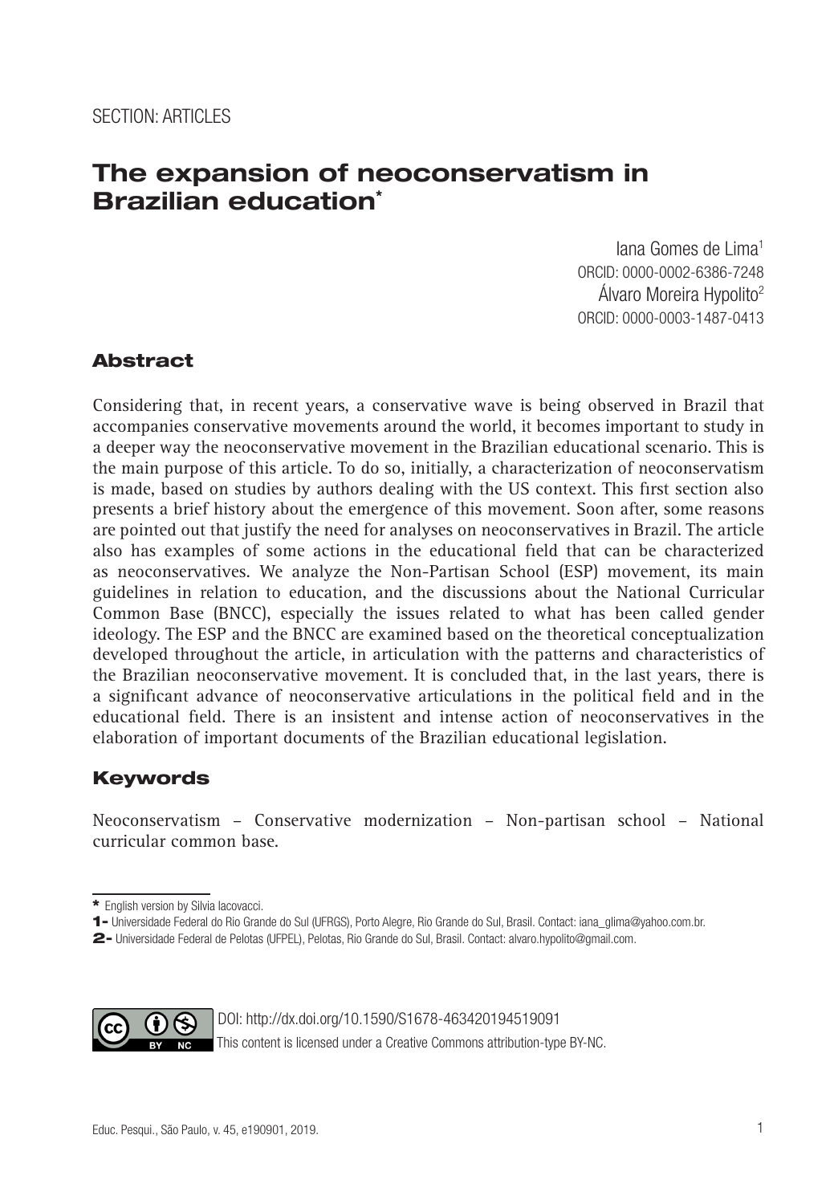SECTION: ARTICLES

# The expansion of neoconservatism in Brazilian education*

Iana Gomes de Lima[1]
ORCID: 0000-0002-6386-7248
Álvaro Moreira Hypolito[2]
ORCID: 0000-0003-1487-0413

## Abstract

Considering that, in recent years, a conservative wave is being observed in Brazil that accompanies conservative movements around the world, it becomes important to study in a deeper way the neoconservative movement in the Brazilian educational scenario. This is the main purpose of this article. To do so, initially, a characterization of neoconservatism is made, based on studies by authors dealing with the US context. This first section also presents a brief history about the emergence of this movement. Soon after, some reasons are pointed out that justify the need for analyses on neoconservatives in Brazil. The article also has examples of some actions in the educational field that can be characterized as neoconservatives. We analyze the Non-Partisan School (ESP) movement, its main guidelines in relation to education, and the discussions about the National Curricular Common Base (BNCC), especially the issues related to what has been called gender ideology. The ESP and the BNCC are examined based on the theoretical conceptualization developed throughout the article, in articulation with the patterns and characteristics of the Brazilian neoconservative movement. It is concluded that, in the last years, there is a significant advance of neoconservative articulations in the political field and in the educational field. There is an insistent and intense action of neoconservatives in the elaboration of important documents of the Brazilian educational legislation.

## Keywords

Neoconservatism – Conservative modernization – Non-partisan school – National curricular common base.

---

\* English version by Silvia Iacovacci.

1- Universidade Federal do Rio Grande do Sul (UFRGS), Porto Alegre, Rio Grande do Sul, Brasil. Contact: iana_glima@yahoo.com.br.

2- Universidade Federal de Pelotas (UFPEL), Pelotas, Rio Grande do Sul, Brasil. Contact: alvaro.hypolito@gmail.com.

DOI: http://dx.doi.org/10.1590/S1678-463420194519091

This content is licensed under a Creative Commons attribution-type BY-NC.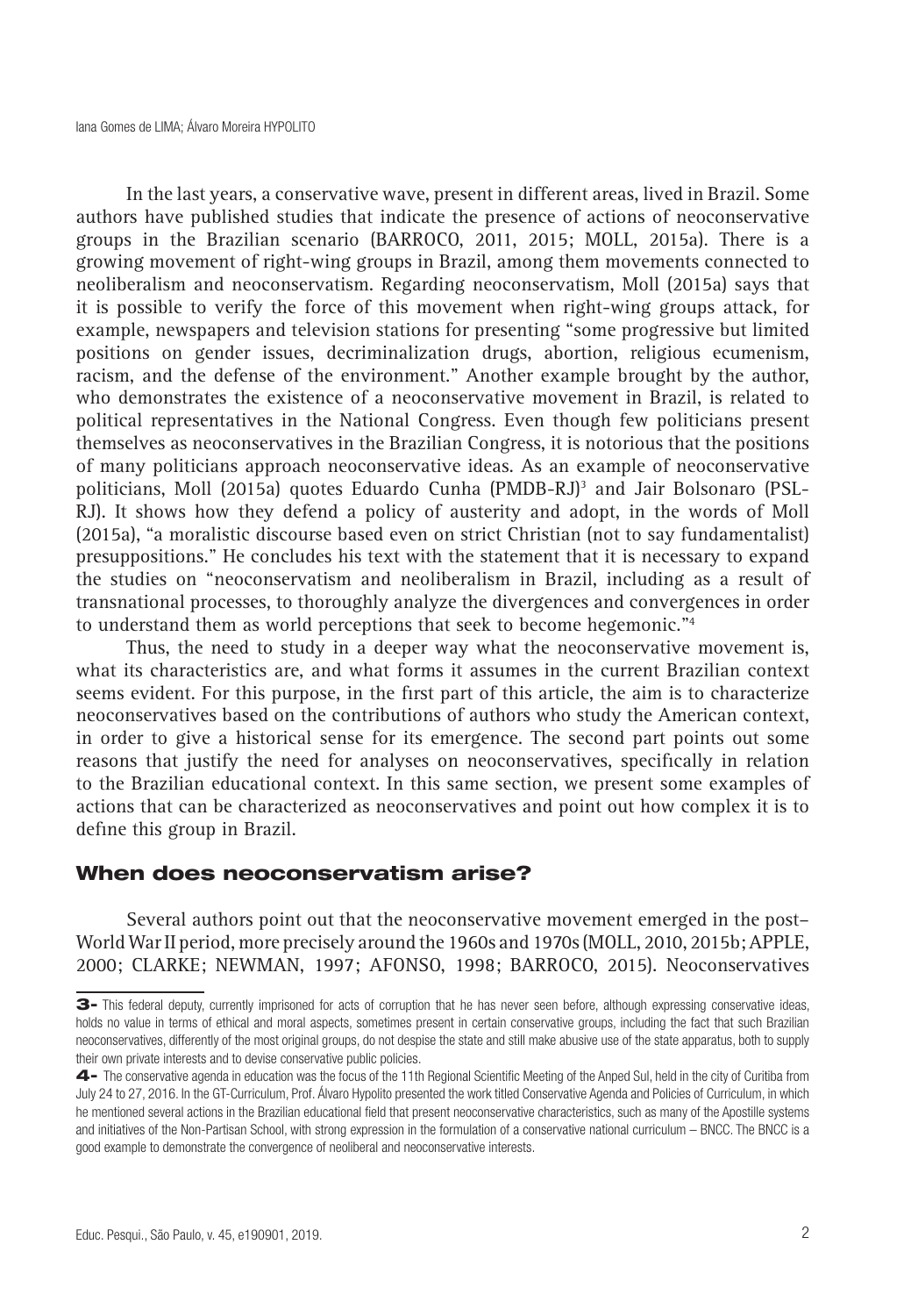In the last years, a conservative wave, present in different areas, lived in Brazil. Some authors have published studies that indicate the presence of actions of neoconservative groups in the Brazilian scenario (BARROCO, 2011, 2015; MOLL, 2015a). There is a growing movement of right-wing groups in Brazil, among them movements connected to neoliberalism and neoconservatism. Regarding neoconservatism, Moll (2015a) says that it is possible to verify the force of this movement when right-wing groups attack, for example, newspapers and television stations for presenting "some progressive but limited positions on gender issues, decriminalization drugs, abortion, religious ecumenism, racism, and the defense of the environment." Another example brought by the author, who demonstrates the existence of a neoconservative movement in Brazil, is related to political representatives in the National Congress. Even though few politicians present themselves as neoconservatives in the Brazilian Congress, it is notorious that the positions of many politicians approach neoconservative ideas. As an example of neoconservative politicians, Moll (2015a) quotes Eduardo Cunha (PMDB-RJ)[3] and Jair Bolsonaro (PSL-RJ). It shows how they defend a policy of austerity and adopt, in the words of Moll (2015a), "a moralistic discourse based even on strict Christian (not to say fundamentalist) presuppositions." He concludes his text with the statement that it is necessary to expand the studies on "neoconservatism and neoliberalism in Brazil, including as a result of transnational processes, to thoroughly analyze the divergences and convergences in order to understand them as world perceptions that seek to become hegemonic."[4]

Thus, the need to study in a deeper way what the neoconservative movement is, what its characteristics are, and what forms it assumes in the current Brazilian context seems evident. For this purpose, in the first part of this article, the aim is to characterize neoconservatives based on the contributions of authors who study the American context, in order to give a historical sense for its emergence. The second part points out some reasons that justify the need for analyses on neoconservatives, specifically in relation to the Brazilian educational context. In this same section, we present some examples of actions that can be characterized as neoconservatives and point out how complex it is to define this group in Brazil.

## When does neoconservatism arise?

Several authors point out that the neoconservative movement emerged in the post–World War II period, more precisely around the 1960s and 1970s (MOLL, 2010, 2015b; APPLE, 2000; CLARKE; NEWMAN, 1997; AFONSO, 1998; BARROCO, 2015). Neoconservatives

---

3- This federal deputy, currently imprisoned for acts of corruption that he has never seen before, although expressing conservative ideas, holds no value in terms of ethical and moral aspects, sometimes present in certain conservative groups, including the fact that such Brazilian neoconservatives, differently of the most original groups, do not despise the state and still make abusive use of the state apparatus, both to supply their own private interests and to devise conservative public policies.

4- The conservative agenda in education was the focus of the 11th Regional Scientific Meeting of the Anped Sul, held in the city of Curitiba from July 24 to 27, 2016. In the GT-Curriculum, Prof. Álvaro Hypolito presented the work titled Conservative Agenda and Policies of Curriculum, in which he mentioned several actions in the Brazilian educational field that present neoconservative characteristics, such as many of the Apostille systems and initiatives of the Non-Partisan School, with strong expression in the formulation of a conservative national curriculum – BNCC. The BNCC is a good example to demonstrate the convergence of neoliberal and neoconservative interests.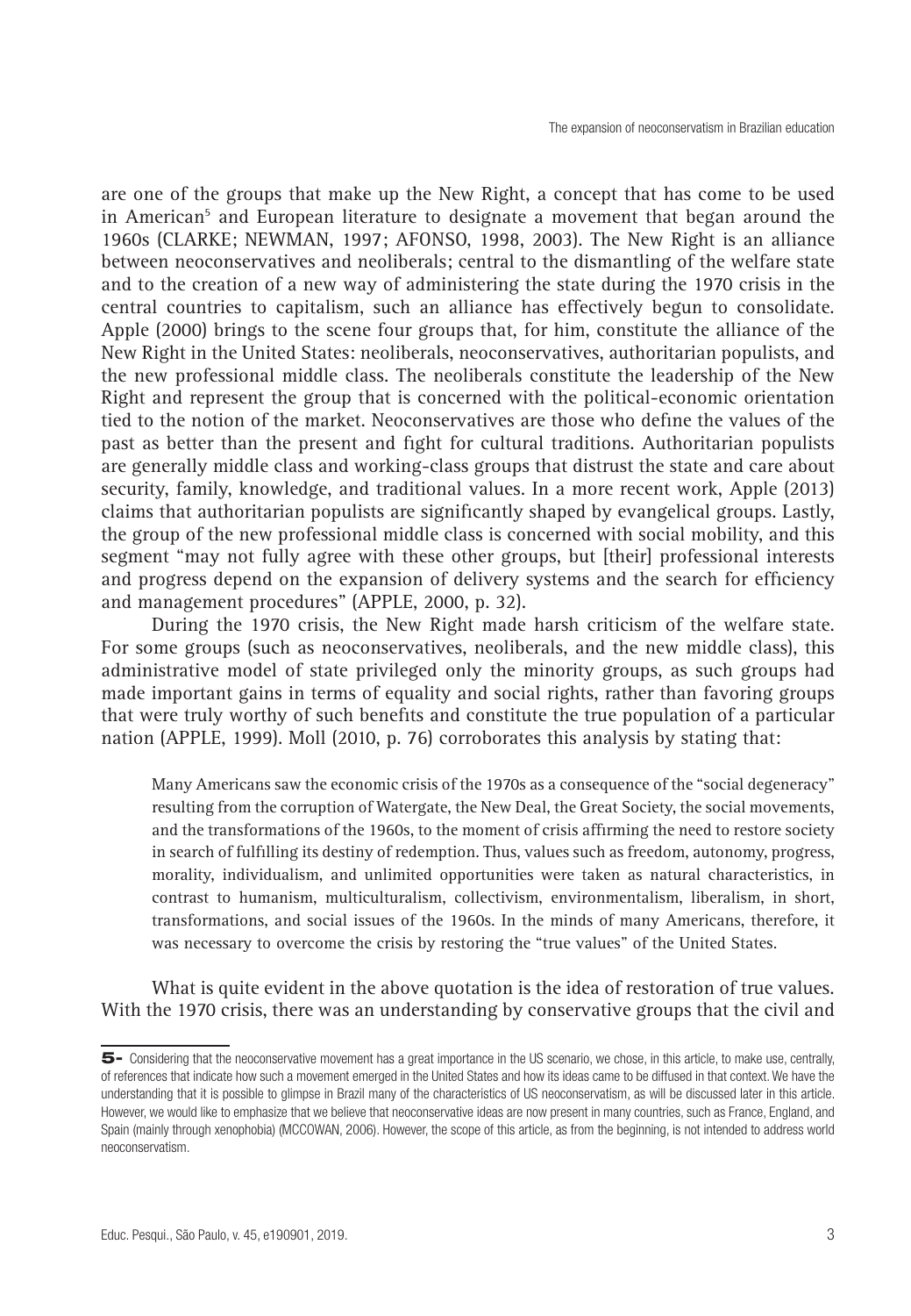are one of the groups that make up the New Right, a concept that has come to be used in American[5] and European literature to designate a movement that began around the 1960s (CLARKE; NEWMAN, 1997; AFONSO, 1998, 2003). The New Right is an alliance between neoconservatives and neoliberals; central to the dismantling of the welfare state and to the creation of a new way of administering the state during the 1970 crisis in the central countries to capitalism, such an alliance has effectively begun to consolidate. Apple (2000) brings to the scene four groups that, for him, constitute the alliance of the New Right in the United States: neoliberals, neoconservatives, authoritarian populists, and the new professional middle class. The neoliberals constitute the leadership of the New Right and represent the group that is concerned with the political-economic orientation tied to the notion of the market. Neoconservatives are those who define the values of the past as better than the present and fight for cultural traditions. Authoritarian populists are generally middle class and working-class groups that distrust the state and care about security, family, knowledge, and traditional values. In a more recent work, Apple (2013) claims that authoritarian populists are significantly shaped by evangelical groups. Lastly, the group of the new professional middle class is concerned with social mobility, and this segment "may not fully agree with these other groups, but [their] professional interests and progress depend on the expansion of delivery systems and the search for efficiency and management procedures" (APPLE, 2000, p. 32).

During the 1970 crisis, the New Right made harsh criticism of the welfare state. For some groups (such as neoconservatives, neoliberals, and the new middle class), this administrative model of state privileged only the minority groups, as such groups had made important gains in terms of equality and social rights, rather than favoring groups that were truly worthy of such benefits and constitute the true population of a particular nation (APPLE, 1999). Moll (2010, p. 76) corroborates this analysis by stating that:

> Many Americans saw the economic crisis of the 1970s as a consequence of the "social degeneracy" resulting from the corruption of Watergate, the New Deal, the Great Society, the social movements, and the transformations of the 1960s, to the moment of crisis affirming the need to restore society in search of fulfilling its destiny of redemption. Thus, values such as freedom, autonomy, progress, morality, individualism, and unlimited opportunities were taken as natural characteristics, in contrast to humanism, multiculturalism, collectivism, environmentalism, liberalism, in short, transformations, and social issues of the 1960s. In the minds of many Americans, therefore, it was necessary to overcome the crisis by restoring the "true values" of the United States.

What is quite evident in the above quotation is the idea of restoration of true values. With the 1970 crisis, there was an understanding by conservative groups that the civil and

---

5- Considering that the neoconservative movement has a great importance in the US scenario, we chose, in this article, to make use, centrally, of references that indicate how such a movement emerged in the United States and how its ideas came to be diffused in that context. We have the understanding that it is possible to glimpse in Brazil many of the characteristics of US neoconservatism, as will be discussed later in this article. However, we would like to emphasize that we believe that neoconservative ideas are now present in many countries, such as France, England, and Spain (mainly through xenophobia) (MCCOWAN, 2006). However, the scope of this article, as from the beginning, is not intended to address world neoconservatism.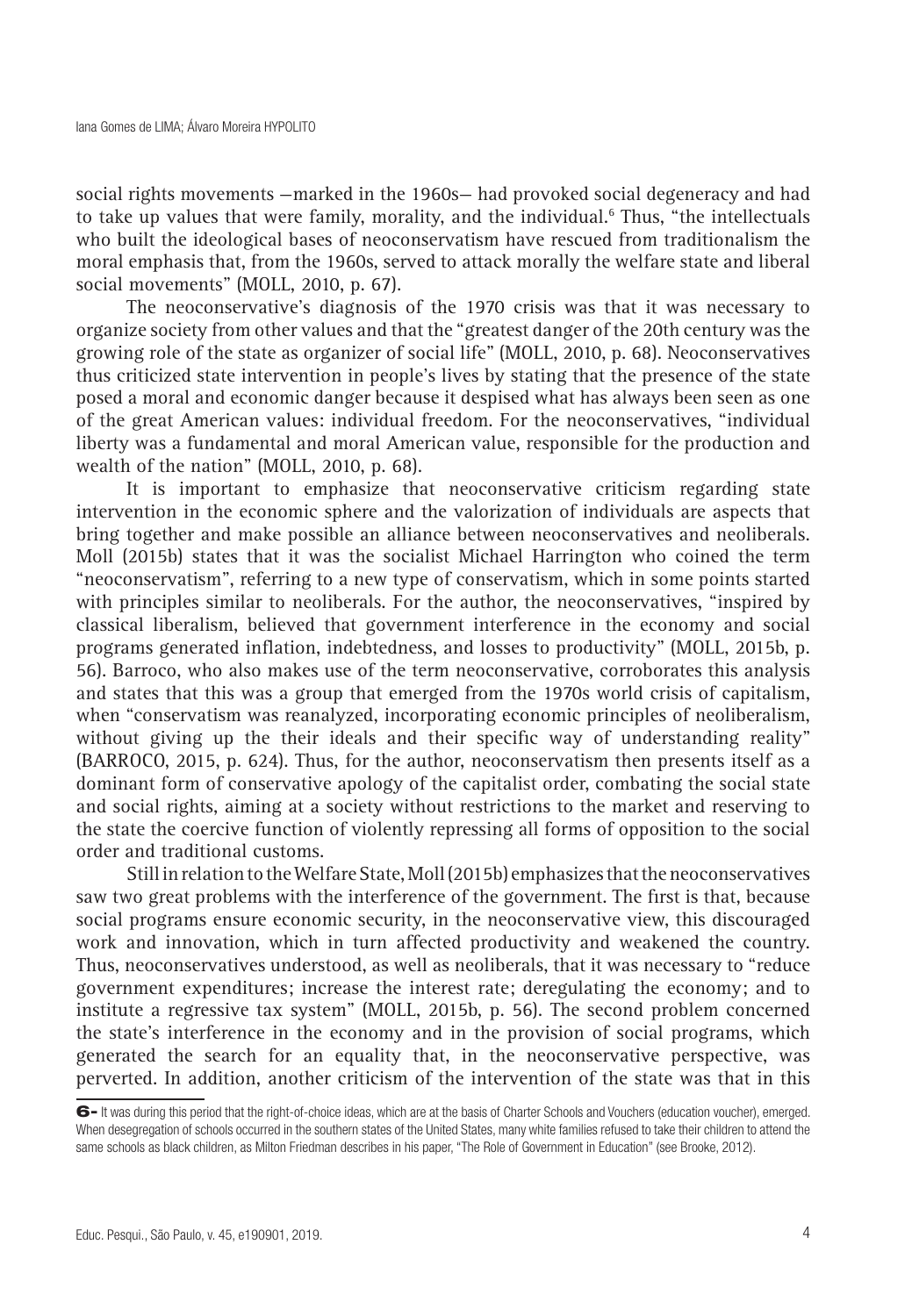social rights movements —marked in the 1960s— had provoked social degeneracy and had to take up values that were family, morality, and the individual.[6] Thus, "the intellectuals who built the ideological bases of neoconservatism have rescued from traditionalism the moral emphasis that, from the 1960s, served to attack morally the welfare state and liberal social movements" (MOLL, 2010, p. 67).

The neoconservative's diagnosis of the 1970 crisis was that it was necessary to organize society from other values and that the "greatest danger of the 20th century was the growing role of the state as organizer of social life" (MOLL, 2010, p. 68). Neoconservatives thus criticized state intervention in people's lives by stating that the presence of the state posed a moral and economic danger because it despised what has always been seen as one of the great American values: individual freedom. For the neoconservatives, "individual liberty was a fundamental and moral American value, responsible for the production and wealth of the nation" (MOLL, 2010, p. 68).

It is important to emphasize that neoconservative criticism regarding state intervention in the economic sphere and the valorization of individuals are aspects that bring together and make possible an alliance between neoconservatives and neoliberals. Moll (2015b) states that it was the socialist Michael Harrington who coined the term "neoconservatism", referring to a new type of conservatism, which in some points started with principles similar to neoliberals. For the author, the neoconservatives, "inspired by classical liberalism, believed that government interference in the economy and social programs generated inflation, indebtedness, and losses to productivity" (MOLL, 2015b, p. 56). Barroco, who also makes use of the term neoconservative, corroborates this analysis and states that this was a group that emerged from the 1970s world crisis of capitalism, when "conservatism was reanalyzed, incorporating economic principles of neoliberalism, without giving up the their ideals and their specific way of understanding reality" (BARROCO, 2015, p. 624). Thus, for the author, neoconservatism then presents itself as a dominant form of conservative apology of the capitalist order, combating the social state and social rights, aiming at a society without restrictions to the market and reserving to the state the coercive function of violently repressing all forms of opposition to the social order and traditional customs.

Still in relation to the Welfare State, Moll (2015b) emphasizes that the neoconservatives saw two great problems with the interference of the government. The first is that, because social programs ensure economic security, in the neoconservative view, this discouraged work and innovation, which in turn affected productivity and weakened the country. Thus, neoconservatives understood, as well as neoliberals, that it was necessary to "reduce government expenditures; increase the interest rate; deregulating the economy; and to institute a regressive tax system" (MOLL, 2015b, p. 56). The second problem concerned the state's interference in the economy and in the provision of social programs, which generated the search for an equality that, in the neoconservative perspective, was perverted. In addition, another criticism of the intervention of the state was that in this

6- It was during this period that the right-of-choice ideas, which are at the basis of Charter Schools and Vouchers (education voucher), emerged. When desegregation of schools occurred in the southern states of the United States, many white families refused to take their children to attend the same schools as black children, as Milton Friedman describes in his paper, "The Role of Government in Education" (see Brooke, 2012).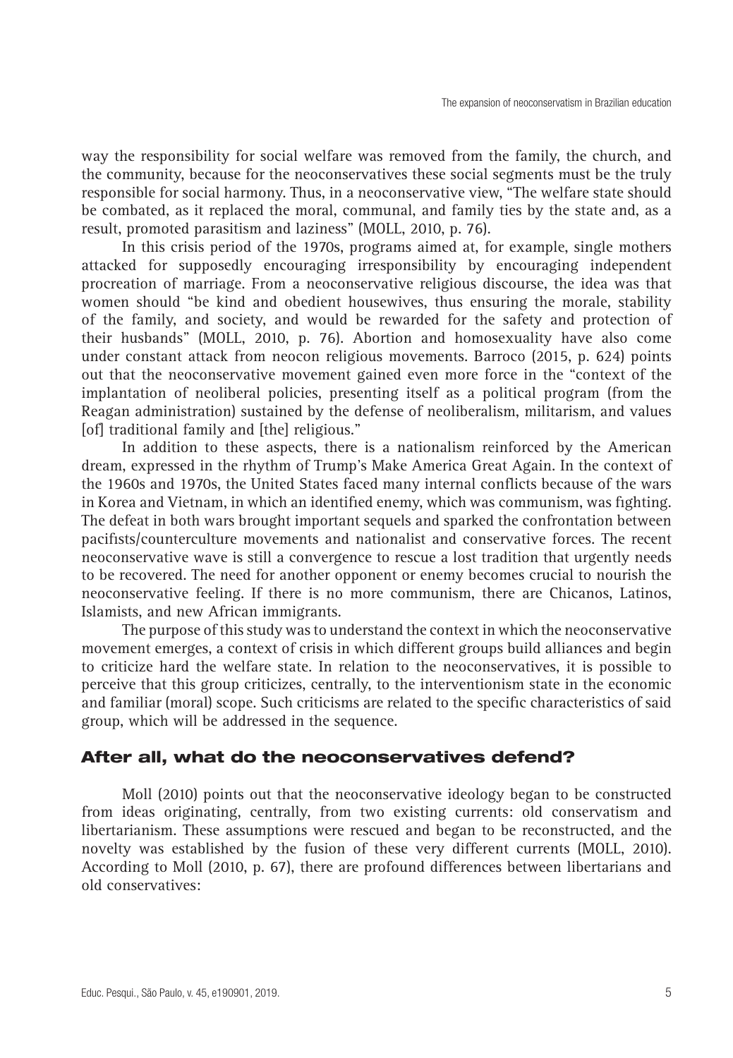way the responsibility for social welfare was removed from the family, the church, and the community, because for the neoconservatives these social segments must be the truly responsible for social harmony. Thus, in a neoconservative view, "The welfare state should be combated, as it replaced the moral, communal, and family ties by the state and, as a result, promoted parasitism and laziness" (MOLL, 2010, p. 76).

In this crisis period of the 1970s, programs aimed at, for example, single mothers attacked for supposedly encouraging irresponsibility by encouraging independent procreation of marriage. From a neoconservative religious discourse, the idea was that women should "be kind and obedient housewives, thus ensuring the morale, stability of the family, and society, and would be rewarded for the safety and protection of their husbands" (MOLL, 2010, p. 76). Abortion and homosexuality have also come under constant attack from neocon religious movements. Barroco (2015, p. 624) points out that the neoconservative movement gained even more force in the "context of the implantation of neoliberal policies, presenting itself as a political program (from the Reagan administration) sustained by the defense of neoliberalism, militarism, and values [of] traditional family and [the] religious."

In addition to these aspects, there is a nationalism reinforced by the American dream, expressed in the rhythm of Trump's Make America Great Again. In the context of the 1960s and 1970s, the United States faced many internal conflicts because of the wars in Korea and Vietnam, in which an identified enemy, which was communism, was fighting. The defeat in both wars brought important sequels and sparked the confrontation between pacifists/counterculture movements and nationalist and conservative forces. The recent neoconservative wave is still a convergence to rescue a lost tradition that urgently needs to be recovered. The need for another opponent or enemy becomes crucial to nourish the neoconservative feeling. If there is no more communism, there are Chicanos, Latinos, Islamists, and new African immigrants.

The purpose of this study was to understand the context in which the neoconservative movement emerges, a context of crisis in which different groups build alliances and begin to criticize hard the welfare state. In relation to the neoconservatives, it is possible to perceive that this group criticizes, centrally, to the interventionism state in the economic and familiar (moral) scope. Such criticisms are related to the specific characteristics of said group, which will be addressed in the sequence.

## After all, what do the neoconservatives defend?

Moll (2010) points out that the neoconservative ideology began to be constructed from ideas originating, centrally, from two existing currents: old conservatism and libertarianism. These assumptions were rescued and began to be reconstructed, and the novelty was established by the fusion of these very different currents (MOLL, 2010). According to Moll (2010, p. 67), there are profound differences between libertarians and old conservatives: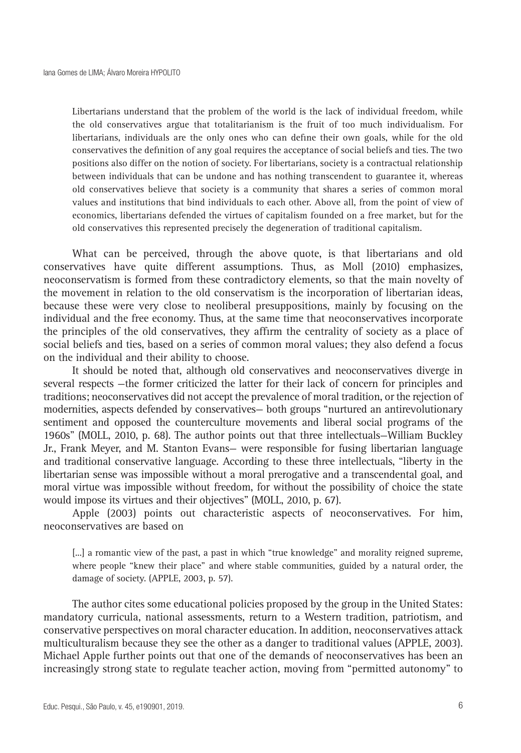> Libertarians understand that the problem of the world is the lack of individual freedom, while the old conservatives argue that totalitarianism is the fruit of too much individualism. For libertarians, individuals are the only ones who can define their own goals, while for the old conservatives the definition of any goal requires the acceptance of social beliefs and ties. The two positions also differ on the notion of society. For libertarians, society is a contractual relationship between individuals that can be undone and has nothing transcendent to guarantee it, whereas old conservatives believe that society is a community that shares a series of common moral values and institutions that bind individuals to each other. Above all, from the point of view of economics, libertarians defended the virtues of capitalism founded on a free market, but for the old conservatives this represented precisely the degeneration of traditional capitalism.

What can be perceived, through the above quote, is that libertarians and old conservatives have quite different assumptions. Thus, as Moll (2010) emphasizes, neoconservatism is formed from these contradictory elements, so that the main novelty of the movement in relation to the old conservatism is the incorporation of libertarian ideas, because these were very close to neoliberal presuppositions, mainly by focusing on the individual and the free economy. Thus, at the same time that neoconservatives incorporate the principles of the old conservatives, they affirm the centrality of society as a place of social beliefs and ties, based on a series of common moral values; they also defend a focus on the individual and their ability to choose.

It should be noted that, although old conservatives and neoconservatives diverge in several respects —the former criticized the latter for their lack of concern for principles and traditions; neoconservatives did not accept the prevalence of moral tradition, or the rejection of modernities, aspects defended by conservatives— both groups "nurtured an antirevolutionary sentiment and opposed the counterculture movements and liberal social programs of the 1960s" (MOLL, 2010, p. 68). The author points out that three intellectuals—William Buckley Jr., Frank Meyer, and M. Stanton Evans— were responsible for fusing libertarian language and traditional conservative language. According to these three intellectuals, "liberty in the libertarian sense was impossible without a moral prerogative and a transcendental goal, and moral virtue was impossible without freedom, for without the possibility of choice the state would impose its virtues and their objectives" (MOLL, 2010, p. 67).

Apple (2003) points out characteristic aspects of neoconservatives. For him, neoconservatives are based on

> [...] a romantic view of the past, a past in which "true knowledge" and morality reigned supreme, where people "knew their place" and where stable communities, guided by a natural order, the damage of society. (APPLE, 2003, p. 57).

The author cites some educational policies proposed by the group in the United States: mandatory curricula, national assessments, return to a Western tradition, patriotism, and conservative perspectives on moral character education. In addition, neoconservatives attack multiculturalism because they see the other as a danger to traditional values (APPLE, 2003). Michael Apple further points out that one of the demands of neoconservatives has been an increasingly strong state to regulate teacher action, moving from "permitted autonomy" to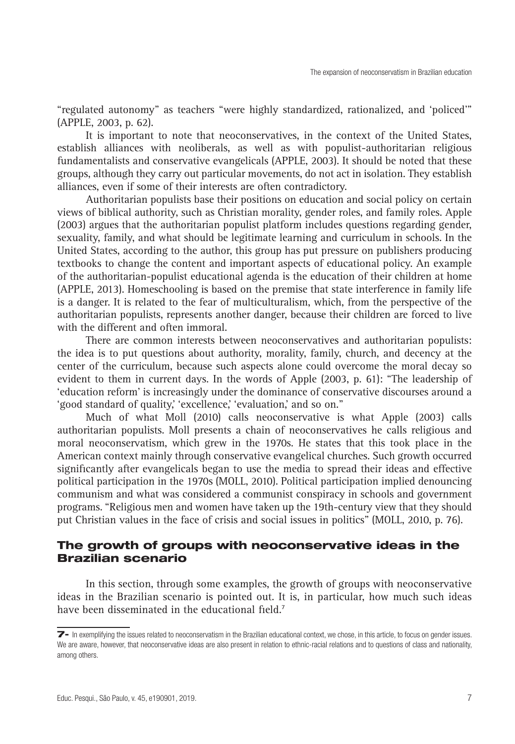"regulated autonomy" as teachers "were highly standardized, rationalized, and 'policed'" (APPLE, 2003, p. 62).

It is important to note that neoconservatives, in the context of the United States, establish alliances with neoliberals, as well as with populist-authoritarian religious fundamentalists and conservative evangelicals (APPLE, 2003). It should be noted that these groups, although they carry out particular movements, do not act in isolation. They establish alliances, even if some of their interests are often contradictory.

Authoritarian populists base their positions on education and social policy on certain views of biblical authority, such as Christian morality, gender roles, and family roles. Apple (2003) argues that the authoritarian populist platform includes questions regarding gender, sexuality, family, and what should be legitimate learning and curriculum in schools. In the United States, according to the author, this group has put pressure on publishers producing textbooks to change the content and important aspects of educational policy. An example of the authoritarian-populist educational agenda is the education of their children at home (APPLE, 2013). Homeschooling is based on the premise that state interference in family life is a danger. It is related to the fear of multiculturalism, which, from the perspective of the authoritarian populists, represents another danger, because their children are forced to live with the different and often immoral.

There are common interests between neoconservatives and authoritarian populists: the idea is to put questions about authority, morality, family, church, and decency at the center of the curriculum, because such aspects alone could overcome the moral decay so evident to them in current days. In the words of Apple (2003, p. 61): "The leadership of 'education reform' is increasingly under the dominance of conservative discourses around a 'good standard of quality,' 'excellence,' 'evaluation,' and so on."

Much of what Moll (2010) calls neoconservative is what Apple (2003) calls authoritarian populists. Moll presents a chain of neoconservatives he calls religious and moral neoconservatism, which grew in the 1970s. He states that this took place in the American context mainly through conservative evangelical churches. Such growth occurred significantly after evangelicals began to use the media to spread their ideas and effective political participation in the 1970s (MOLL, 2010). Political participation implied denouncing communism and what was considered a communist conspiracy in schools and government programs. "Religious men and women have taken up the 19th-century view that they should put Christian values in the face of crisis and social issues in politics" (MOLL, 2010, p. 76).

## The growth of groups with neoconservative ideas in the Brazilian scenario

In this section, through some examples, the growth of groups with neoconservative ideas in the Brazilian scenario is pointed out. It is, in particular, how much such ideas have been disseminated in the educational field.[7]

---

7- In exemplifying the issues related to neoconservatism in the Brazilian educational context, we chose, in this article, to focus on gender issues. We are aware, however, that neoconservative ideas are also present in relation to ethnic-racial relations and to questions of class and nationality, among others.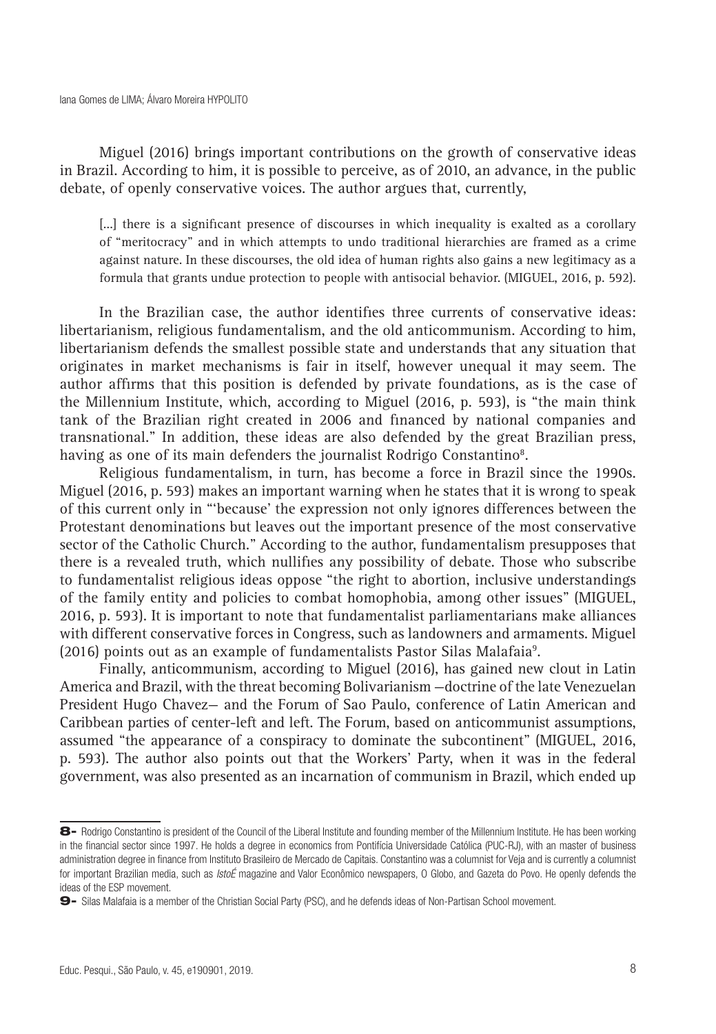Miguel (2016) brings important contributions on the growth of conservative ideas in Brazil. According to him, it is possible to perceive, as of 2010, an advance, in the public debate, of openly conservative voices. The author argues that, currently,

> [...] there is a significant presence of discourses in which inequality is exalted as a corollary of "meritocracy" and in which attempts to undo traditional hierarchies are framed as a crime against nature. In these discourses, the old idea of human rights also gains a new legitimacy as a formula that grants undue protection to people with antisocial behavior. (MIGUEL, 2016, p. 592).

In the Brazilian case, the author identifies three currents of conservative ideas: libertarianism, religious fundamentalism, and the old anticommunism. According to him, libertarianism defends the smallest possible state and understands that any situation that originates in market mechanisms is fair in itself, however unequal it may seem. The author affirms that this position is defended by private foundations, as is the case of the Millennium Institute, which, according to Miguel (2016, p. 593), is "the main think tank of the Brazilian right created in 2006 and financed by national companies and transnational." In addition, these ideas are also defended by the great Brazilian press, having as one of its main defenders the journalist Rodrigo Constantino[8].

Religious fundamentalism, in turn, has become a force in Brazil since the 1990s. Miguel (2016, p. 593) makes an important warning when he states that it is wrong to speak of this current only in "'because' the expression not only ignores differences between the Protestant denominations but leaves out the important presence of the most conservative sector of the Catholic Church." According to the author, fundamentalism presupposes that there is a revealed truth, which nullifies any possibility of debate. Those who subscribe to fundamentalist religious ideas oppose "the right to abortion, inclusive understandings of the family entity and policies to combat homophobia, among other issues" (MIGUEL, 2016, p. 593). It is important to note that fundamentalist parliamentarians make alliances with different conservative forces in Congress, such as landowners and armaments. Miguel (2016) points out as an example of fundamentalists Pastor Silas Malafaia[9].

Finally, anticommunism, according to Miguel (2016), has gained new clout in Latin America and Brazil, with the threat becoming Bolivarianism —doctrine of the late Venezuelan President Hugo Chavez— and the Forum of Sao Paulo, conference of Latin American and Caribbean parties of center-left and left. The Forum, based on anticommunist assumptions, assumed "the appearance of a conspiracy to dominate the subcontinent" (MIGUEL, 2016, p. 593). The author also points out that the Workers' Party, when it was in the federal government, was also presented as an incarnation of communism in Brazil, which ended up

---

8- Rodrigo Constantino is president of the Council of the Liberal Institute and founding member of the Millennium Institute. He has been working in the financial sector since 1997. He holds a degree in economics from Pontifícia Universidade Católica (PUC-RJ), with an master of business administration degree in finance from Instituto Brasileiro de Mercado de Capitais. Constantino was a columnist for Veja and is currently a columnist for important Brazilian media, such as *IstoÉ* magazine and Valor Econômico newspapers, O Globo, and Gazeta do Povo. He openly defends the ideas of the ESP movement.

9- Silas Malafaia is a member of the Christian Social Party (PSC), and he defends ideas of Non-Partisan School movement.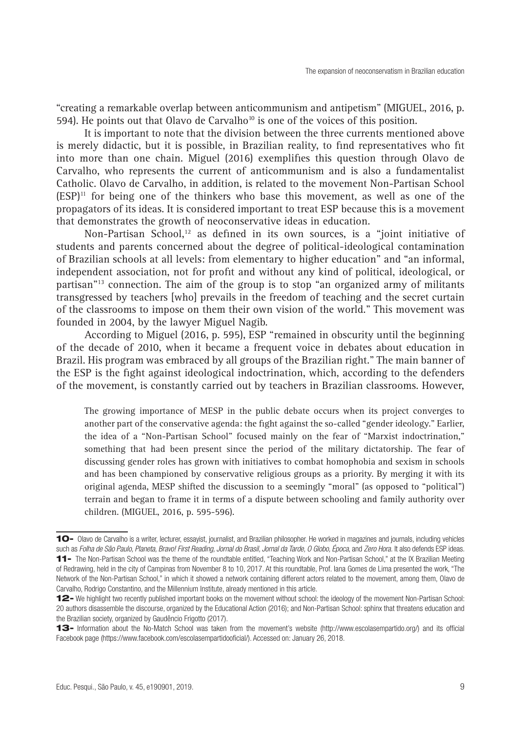"creating a remarkable overlap between anticommunism and antipetism" (MIGUEL, 2016, p. 594). He points out that Olavo de Carvalho[10] is one of the voices of this position.

It is important to note that the division between the three currents mentioned above is merely didactic, but it is possible, in Brazilian reality, to find representatives who fit into more than one chain. Miguel (2016) exemplifies this question through Olavo de Carvalho, who represents the current of anticommunism and is also a fundamentalist Catholic. Olavo de Carvalho, in addition, is related to the movement Non-Partisan School (ESP)[11] for being one of the thinkers who base this movement, as well as one of the propagators of its ideas. It is considered important to treat ESP because this is a movement that demonstrates the growth of neoconservative ideas in education.

Non-Partisan School,[12] as defined in its own sources, is a "joint initiative of students and parents concerned about the degree of political-ideological contamination of Brazilian schools at all levels: from elementary to higher education" and "an informal, independent association, not for profit and without any kind of political, ideological, or partisan"[13] connection. The aim of the group is to stop "an organized army of militants transgressed by teachers [who] prevails in the freedom of teaching and the secret curtain of the classrooms to impose on them their own vision of the world." This movement was founded in 2004, by the lawyer Miguel Nagib.

According to Miguel (2016, p. 595), ESP "remained in obscurity until the beginning of the decade of 2010, when it became a frequent voice in debates about education in Brazil. His program was embraced by all groups of the Brazilian right." The main banner of the ESP is the fight against ideological indoctrination, which, according to the defenders of the movement, is constantly carried out by teachers in Brazilian classrooms. However,

> The growing importance of MESP in the public debate occurs when its project converges to another part of the conservative agenda: the fight against the so-called "gender ideology." Earlier, the idea of a "Non-Partisan School" focused mainly on the fear of "Marxist indoctrination," something that had been present since the period of the military dictatorship. The fear of discussing gender roles has grown with initiatives to combat homophobia and sexism in schools and has been championed by conservative religious groups as a priority. By merging it with its original agenda, MESP shifted the discussion to a seemingly "moral" (as opposed to "political") terrain and began to frame it in terms of a dispute between schooling and family authority over children. (MIGUEL, 2016, p. 595-596).

---

10- Olavo de Carvalho is a writer, lecturer, essayist, journalist, and Brazilian philosopher. He worked in magazines and journals, including vehicles such as *Folha de São Paulo, Planeta, Bravo! First Reading, Jornal do Brasil, Jornal da Tarde, O Globo, Época*, and *Zero Hora*. It also defends ESP ideas.

11- The Non-Partisan School was the theme of the roundtable entitled, "Teaching Work and Non-Partisan School," at the IX Brazilian Meeting of Redrawing, held in the city of Campinas from November 8 to 10, 2017. At this roundtable, Prof. Iana Gomes de Lima presented the work, "The Network of the Non-Partisan School," in which it showed a network containing different actors related to the movement, among them, Olavo de Carvalho, Rodrigo Constantino, and the Millennium Institute, already mentioned in this article.

12- We highlight two recently published important books on the movement without school: the ideology of the movement Non-Partisan School: 20 authors disassemble the discourse, organized by the Educational Action (2016); and Non-Partisan School: sphinx that threatens education and the Brazilian society, organized by Gaudêncio Frigotto (2017).

13- Information about the No-Match School was taken from the movement's website (http://www.escolasempartido.org/) and its official Facebook page (https://www.facebook.com/escolasempartidooficial/). Accessed on: January 26, 2018.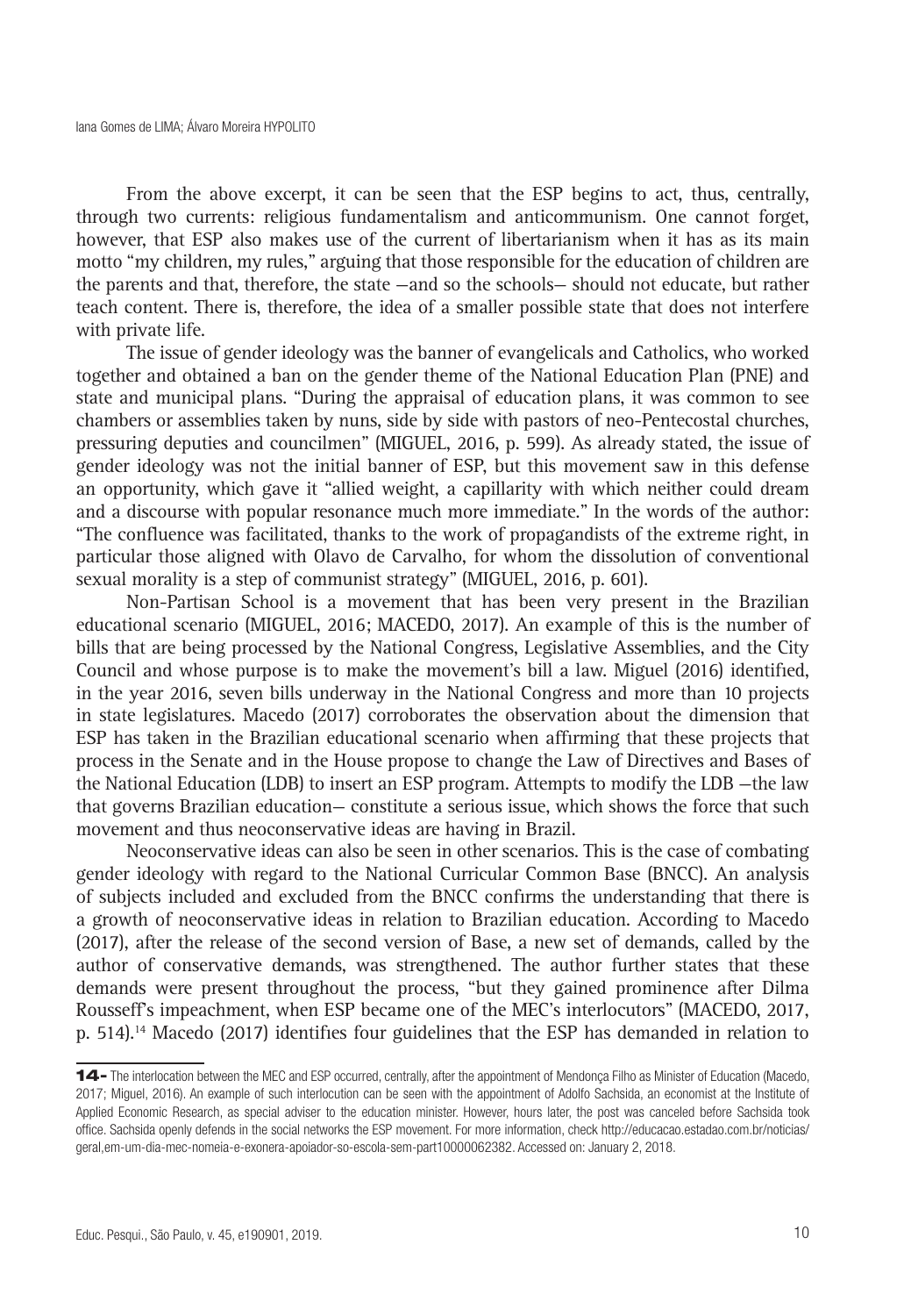From the above excerpt, it can be seen that the ESP begins to act, thus, centrally, through two currents: religious fundamentalism and anticommunism. One cannot forget, however, that ESP also makes use of the current of libertarianism when it has as its main motto "my children, my rules," arguing that those responsible for the education of children are the parents and that, therefore, the state —and so the schools— should not educate, but rather teach content. There is, therefore, the idea of a smaller possible state that does not interfere with private life.

The issue of gender ideology was the banner of evangelicals and Catholics, who worked together and obtained a ban on the gender theme of the National Education Plan (PNE) and state and municipal plans. "During the appraisal of education plans, it was common to see chambers or assemblies taken by nuns, side by side with pastors of neo-Pentecostal churches, pressuring deputies and councilmen" (MIGUEL, 2016, p. 599). As already stated, the issue of gender ideology was not the initial banner of ESP, but this movement saw in this defense an opportunity, which gave it "allied weight, a capillarity with which neither could dream and a discourse with popular resonance much more immediate." In the words of the author: "The confluence was facilitated, thanks to the work of propagandists of the extreme right, in particular those aligned with Olavo de Carvalho, for whom the dissolution of conventional sexual morality is a step of communist strategy" (MIGUEL, 2016, p. 601).

Non-Partisan School is a movement that has been very present in the Brazilian educational scenario (MIGUEL, 2016; MACEDO, 2017). An example of this is the number of bills that are being processed by the National Congress, Legislative Assemblies, and the City Council and whose purpose is to make the movement's bill a law. Miguel (2016) identified, in the year 2016, seven bills underway in the National Congress and more than 10 projects in state legislatures. Macedo (2017) corroborates the observation about the dimension that ESP has taken in the Brazilian educational scenario when affirming that these projects that process in the Senate and in the House propose to change the Law of Directives and Bases of the National Education (LDB) to insert an ESP program. Attempts to modify the LDB —the law that governs Brazilian education— constitute a serious issue, which shows the force that such movement and thus neoconservative ideas are having in Brazil.

Neoconservative ideas can also be seen in other scenarios. This is the case of combating gender ideology with regard to the National Curricular Common Base (BNCC). An analysis of subjects included and excluded from the BNCC confirms the understanding that there is a growth of neoconservative ideas in relation to Brazilian education. According to Macedo (2017), after the release of the second version of Base, a new set of demands, called by the author of conservative demands, was strengthened. The author further states that these demands were present throughout the process, "but they gained prominence after Dilma Rousseff's impeachment, when ESP became one of the MEC's interlocutors" (MACEDO, 2017, p. 514).[14] Macedo (2017) identifies four guidelines that the ESP has demanded in relation to

14- The interlocation between the MEC and ESP occurred, centrally, after the appointment of Mendonça Filho as Minister of Education (Macedo, 2017; Miguel, 2016). An example of such interlocution can be seen with the appointment of Adolfo Sachsida, an economist at the Institute of Applied Economic Research, as special adviser to the education minister. However, hours later, the post was canceled before Sachsida took office. Sachsida openly defends in the social networks the ESP movement. For more information, check http://educacao.estadao.com.br/noticias/geral,em-um-dia-mec-nomeia-e-exonera-apoiador-so-escola-sem-part10000062382. Accessed on: January 2, 2018.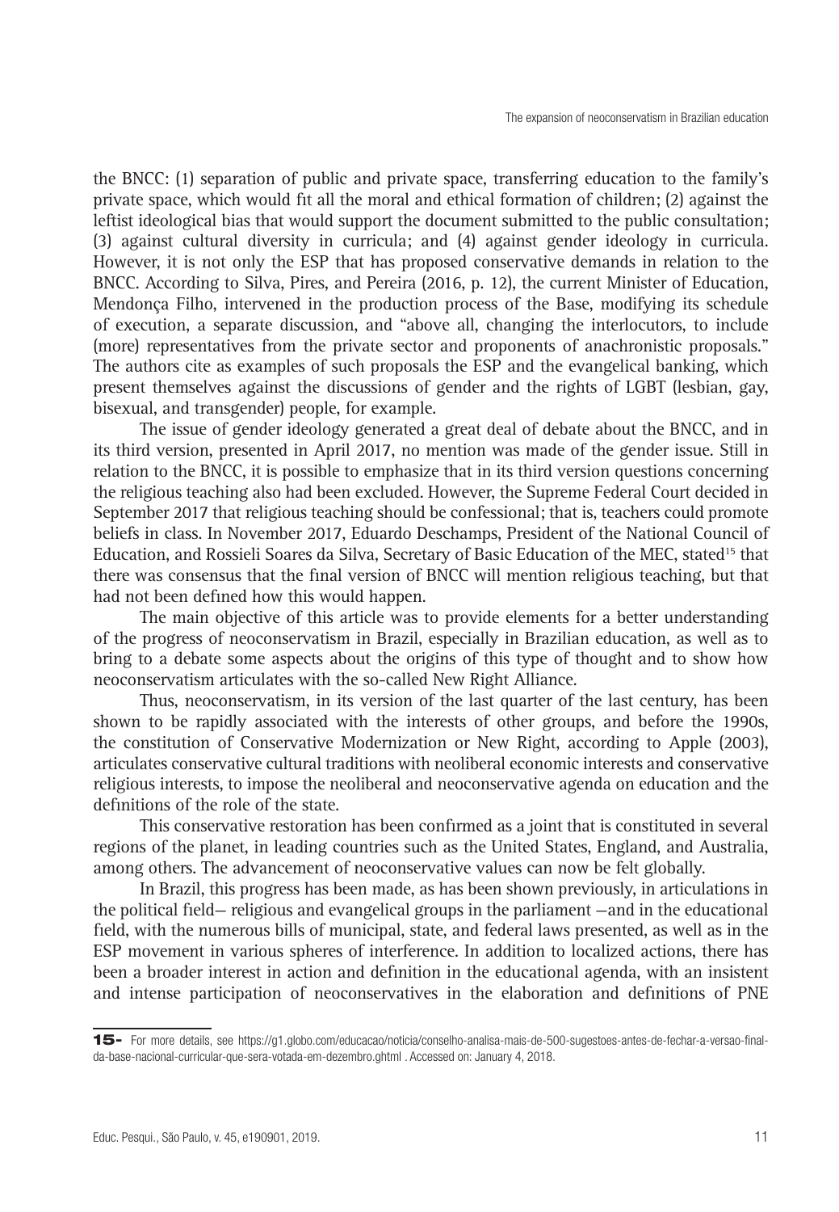the BNCC: (1) separation of public and private space, transferring education to the family's private space, which would fit all the moral and ethical formation of children; (2) against the leftist ideological bias that would support the document submitted to the public consultation; (3) against cultural diversity in curricula; and (4) against gender ideology in curricula. However, it is not only the ESP that has proposed conservative demands in relation to the BNCC. According to Silva, Pires, and Pereira (2016, p. 12), the current Minister of Education, Mendonça Filho, intervened in the production process of the Base, modifying its schedule of execution, a separate discussion, and "above all, changing the interlocutors, to include (more) representatives from the private sector and proponents of anachronistic proposals." The authors cite as examples of such proposals the ESP and the evangelical banking, which present themselves against the discussions of gender and the rights of LGBT (lesbian, gay, bisexual, and transgender) people, for example.

The issue of gender ideology generated a great deal of debate about the BNCC, and in its third version, presented in April 2017, no mention was made of the gender issue. Still in relation to the BNCC, it is possible to emphasize that in its third version questions concerning the religious teaching also had been excluded. However, the Supreme Federal Court decided in September 2017 that religious teaching should be confessional; that is, teachers could promote beliefs in class. In November 2017, Eduardo Deschamps, President of the National Council of Education, and Rossieli Soares da Silva, Secretary of Basic Education of the MEC, stated[15] that there was consensus that the final version of BNCC will mention religious teaching, but that had not been defined how this would happen.

The main objective of this article was to provide elements for a better understanding of the progress of neoconservatism in Brazil, especially in Brazilian education, as well as to bring to a debate some aspects about the origins of this type of thought and to show how neoconservatism articulates with the so-called New Right Alliance.

Thus, neoconservatism, in its version of the last quarter of the last century, has been shown to be rapidly associated with the interests of other groups, and before the 1990s, the constitution of Conservative Modernization or New Right, according to Apple (2003), articulates conservative cultural traditions with neoliberal economic interests and conservative religious interests, to impose the neoliberal and neoconservative agenda on education and the definitions of the role of the state.

This conservative restoration has been confirmed as a joint that is constituted in several regions of the planet, in leading countries such as the United States, England, and Australia, among others. The advancement of neoconservative values can now be felt globally.

In Brazil, this progress has been made, as has been shown previously, in articulations in the political field— religious and evangelical groups in the parliament —and in the educational field, with the numerous bills of municipal, state, and federal laws presented, as well as in the ESP movement in various spheres of interference. In addition to localized actions, there has been a broader interest in action and definition in the educational agenda, with an insistent and intense participation of neoconservatives in the elaboration and definitions of PNE

---

15- For more details, see https://g1.globo.com/educacao/noticia/conselho-analisa-mais-de-500-sugestoes-antes-de-fechar-a-versao-final-da-base-nacional-curricular-que-sera-votada-em-dezembro.ghtml . Accessed on: January 4, 2018.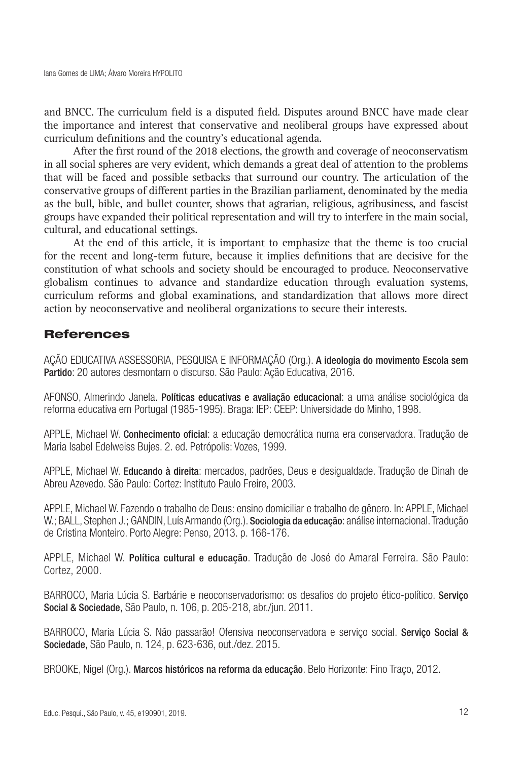and BNCC. The curriculum field is a disputed field. Disputes around BNCC have made clear the importance and interest that conservative and neoliberal groups have expressed about curriculum definitions and the country's educational agenda.

After the first round of the 2018 elections, the growth and coverage of neoconservatism in all social spheres are very evident, which demands a great deal of attention to the problems that will be faced and possible setbacks that surround our country. The articulation of the conservative groups of different parties in the Brazilian parliament, denominated by the media as the bull, bible, and bullet counter, shows that agrarian, religious, agribusiness, and fascist groups have expanded their political representation and will try to interfere in the main social, cultural, and educational settings.

At the end of this article, it is important to emphasize that the theme is too crucial for the recent and long-term future, because it implies definitions that are decisive for the constitution of what schools and society should be encouraged to produce. Neoconservative globalism continues to advance and standardize education through evaluation systems, curriculum reforms and global examinations, and standardization that allows more direct action by neoconservative and neoliberal organizations to secure their interests.

## References

AÇÃO EDUCATIVA ASSESSORIA, PESQUISA E INFORMAÇÃO (Org.). **A ideologia do movimento Escola sem Partido**: 20 autores desmontam o discurso. São Paulo: Ação Educativa, 2016.

AFONSO, Almerindo Janela. **Políticas educativas e avaliação educacional**: a uma análise sociológica da reforma educativa em Portugal (1985-1995). Braga: IEP: CEEP: Universidade do Minho, 1998.

APPLE, Michael W. **Conhecimento oficial**: a educação democrática numa era conservadora. Tradução de Maria Isabel Edelweiss Bujes. 2. ed. Petrópolis: Vozes, 1999.

APPLE, Michael W. **Educando à direita**: mercados, padrões, Deus e desigualdade. Tradução de Dinah de Abreu Azevedo. São Paulo: Cortez: Instituto Paulo Freire, 2003.

APPLE, Michael W. Fazendo o trabalho de Deus: ensino domiciliar e trabalho de gênero. In: APPLE, Michael W.; BALL, Stephen J.; GANDIN, Luís Armando (Org.). **Sociologia da educação**: análise internacional. Tradução de Cristina Monteiro. Porto Alegre: Penso, 2013. p. 166-176.

APPLE, Michael W. **Política cultural e educação**. Tradução de José do Amaral Ferreira. São Paulo: Cortez, 2000.

BARROCO, Maria Lúcia S. Barbárie e neoconservadorismo: os desafios do projeto ético-político. **Serviço Social & Sociedade**, São Paulo, n. 106, p. 205-218, abr./jun. 2011.

BARROCO, Maria Lúcia S. Não passarão! Ofensiva neoconservadora e serviço social. **Serviço Social & Sociedade**, São Paulo, n. 124, p. 623-636, out./dez. 2015.

BROOKE, Nigel (Org.). **Marcos históricos na reforma da educação**. Belo Horizonte: Fino Traço, 2012.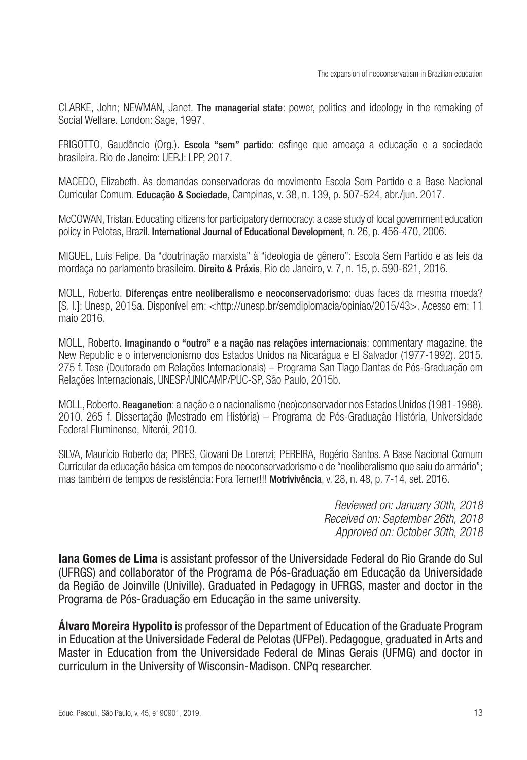CLARKE, John; NEWMAN, Janet. **The managerial state**: power, politics and ideology in the remaking of Social Welfare. London: Sage, 1997.

FRIGOTTO, Gaudêncio (Org.). **Escola "sem" partido**: esfinge que ameaça a educação e a sociedade brasileira. Rio de Janeiro: UERJ: LPP, 2017.

MACEDO, Elizabeth. As demandas conservadoras do movimento Escola Sem Partido e a Base Nacional Curricular Comum. **Educação & Sociedade**, Campinas, v. 38, n. 139, p. 507-524, abr./jun. 2017.

McCOWAN, Tristan. Educating citizens for participatory democracy: a case study of local government education policy in Pelotas, Brazil. **International Journal of Educational Development**, n. 26, p. 456-470, 2006.

MIGUEL, Luis Felipe. Da "doutrinação marxista" à "ideologia de gênero": Escola Sem Partido e as leis da mordaça no parlamento brasileiro. **Direito & Práxis**, Rio de Janeiro, v. 7, n. 15, p. 590-621, 2016.

MOLL, Roberto. **Diferenças entre neoliberalismo e neoconservadorismo**: duas faces da mesma moeda? [S. l.]: Unesp, 2015a. Disponível em: <http://unesp.br/semdiplomacia/opiniao/2015/43>. Acesso em: 11 maio 2016.

MOLL, Roberto. **Imaginando o "outro" e a nação nas relações internacionais**: commentary magazine, the New Republic e o intervencionismo dos Estados Unidos na Nicarágua e El Salvador (1977-1992). 2015. 275 f. Tese (Doutorado em Relações Internacionais) – Programa San Tiago Dantas de Pós-Graduação em Relações Internacionais, UNESP/UNICAMP/PUC-SP, São Paulo, 2015b.

MOLL, Roberto. **Reaganetion**: a nação e o nacionalismo (neo)conservador nos Estados Unidos (1981-1988). 2010. 265 f. Dissertação (Mestrado em História) – Programa de Pós-Graduação História, Universidade Federal Fluminense, Niterói, 2010.

SILVA, Maurício Roberto da; PIRES, Giovani De Lorenzi; PEREIRA, Rogério Santos. A Base Nacional Comum Curricular da educação básica em tempos de neoconservadorismo e de "neoliberalismo que saiu do armário"; mas também de tempos de resistência: Fora Temer!!! **Motrivivência**, v. 28, n. 48, p. 7-14, set. 2016.

*Reviewed on: January 30th, 2018*
*Received on: September 26th, 2018*
*Approved on: October 30th, 2018*

**Iana Gomes de Lima** is assistant professor of the Universidade Federal do Rio Grande do Sul (UFRGS) and collaborator of the Programa de Pós-Graduação em Educação da Universidade da Região de Joinville (Univille). Graduated in Pedagogy in UFRGS, master and doctor in the Programa de Pós-Graduação em Educação in the same university.

**Álvaro Moreira Hypolito** is professor of the Department of Education of the Graduate Program in Education at the Universidade Federal de Pelotas (UFPel). Pedagogue, graduated in Arts and Master in Education from the Universidade Federal de Minas Gerais (UFMG) and doctor in curriculum in the University of Wisconsin-Madison. CNPq researcher.